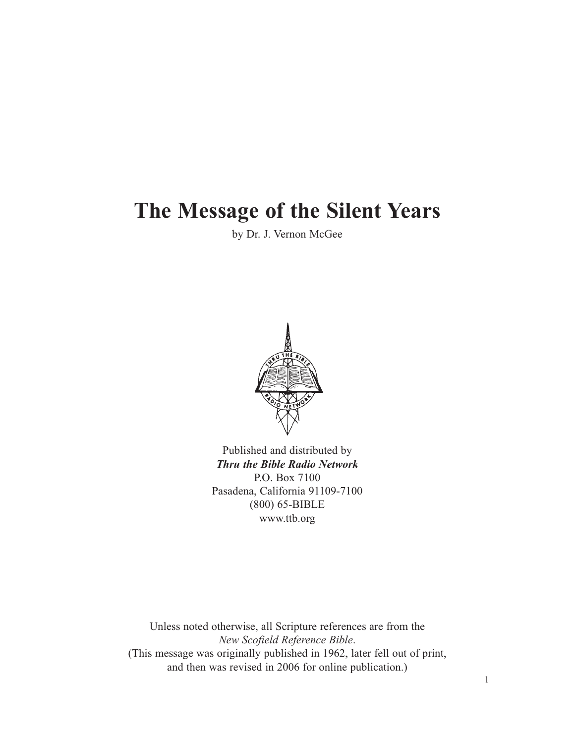# The Message of the Silent Years

by Dr. J. Vernon McGee

Published and distributed by
***Thru the Bible Radio Network***
P.O. Box 7100
Pasadena, California 91109-7100
(800) 65-BIBLE
www.ttb.org

Unless noted otherwise, all Scripture references are from the
*New Scofield Reference Bible*.
(This message was originally published in 1962, later fell out of print,
and then was revised in 2006 for online publication.)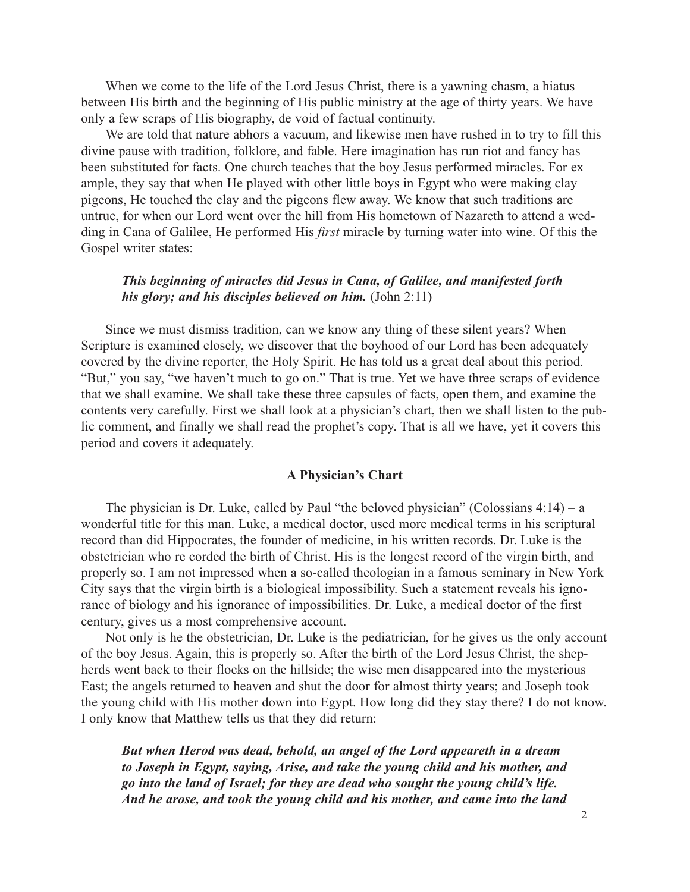When we come to the life of the Lord Jesus Christ, there is a yawning chasm, a hiatus between His birth and the beginning of His public ministry at the age of thirty years. We have only a few scraps of His biography, devoid of factual continuity.

We are told that nature abhors a vacuum, and likewise men have rushed in to try to fill this divine pause with tradition, folklore, and fable. Here imagination has run riot and fancy has been substituted for facts. One church teaches that the boy Jesus performed miracles. For example, they say that when He played with other little boys in Egypt who were making clay pigeons, He touched the clay and the pigeons flew away. We know that such traditions are untrue, for when our Lord went over the hill from His hometown of Nazareth to attend a wedding in Cana of Galilee, He performed His *first* miracle by turning water into wine. Of this the Gospel writer states:

> ***This beginning of miracles did Jesus in Cana, of Galilee, and manifested forth his glory; and his disciples believed on him.*** (John 2:11)

Since we must dismiss tradition, can we know any thing of these silent years? When Scripture is examined closely, we discover that the boyhood of our Lord has been adequately covered by the divine reporter, the Holy Spirit. He has told us a great deal about this period. "But," you say, "we haven't much to go on." That is true. Yet we have three scraps of evidence that we shall examine. We shall take these three capsules of facts, open them, and examine the contents very carefully. First we shall look at a physician's chart, then we shall listen to the public comment, and finally we shall read the prophet's copy. That is all we have, yet it covers this period and covers it adequately.

### A Physician's Chart

The physician is Dr. Luke, called by Paul "the beloved physician" (Colossians 4:14) – a wonderful title for this man. Luke, a medical doctor, used more medical terms in his scriptural record than did Hippocrates, the founder of medicine, in his written records. Dr. Luke is the obstetrician who recorded the birth of Christ. His is the longest record of the virgin birth, and properly so. I am not impressed when a so-called theologian in a famous seminary in New York City says that the virgin birth is a biological impossibility. Such a statement reveals his ignorance of biology and his ignorance of impossibilities. Dr. Luke, a medical doctor of the first century, gives us a most comprehensive account.

Not only is he the obstetrician, Dr. Luke is the pediatrician, for he gives us the only account of the boy Jesus. Again, this is properly so. After the birth of the Lord Jesus Christ, the shepherds went back to their flocks on the hillside; the wise men disappeared into the mysterious East; the angels returned to heaven and shut the door for almost thirty years; and Joseph took the young child with His mother down into Egypt. How long did they stay there? I do not know. I only know that Matthew tells us that they did return:

> ***But when Herod was dead, behold, an angel of the Lord appeareth in a dream to Joseph in Egypt, saying, Arise, and take the young child and his mother, and go into the land of Israel; for they are dead who sought the young child's life. And he arose, and took the young child and his mother, and came into the land***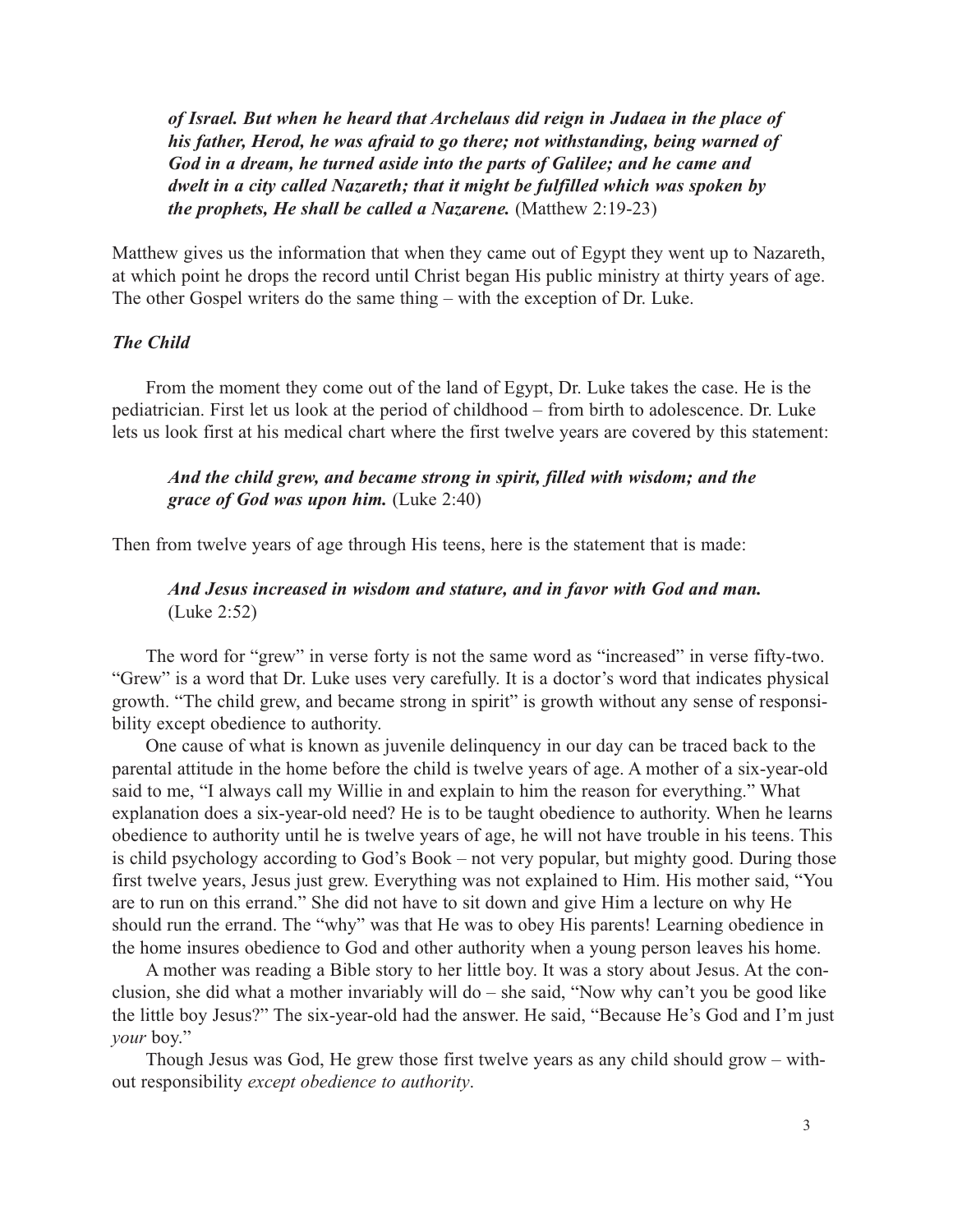***of Israel. But when he heard that Archelaus did reign in Judaea in the place of his father, Herod, he was afraid to go there; not withstanding, being warned of God in a dream, he turned aside into the parts of Galilee; and he came and dwelt in a city called Nazareth; that it might be fulfilled which was spoken by the prophets, He shall be called a Nazarene.*** (Matthew 2:19-23)

Matthew gives us the information that when they came out of Egypt they went up to Nazareth, at which point he drops the record until Christ began His public ministry at thirty years of age. The other Gospel writers do the same thing – with the exception of Dr. Luke.

### *The Child*

From the moment they come out of the land of Egypt, Dr. Luke takes the case. He is the pediatrician. First let us look at the period of childhood – from birth to adolescence. Dr. Luke lets us look first at his medical chart where the first twelve years are covered by this statement:

***And the child grew, and became strong in spirit, filled with wisdom; and the grace of God was upon him.*** (Luke 2:40)

Then from twelve years of age through His teens, here is the statement that is made:

***And Jesus increased in wisdom and stature, and in favor with God and man.*** (Luke 2:52)

The word for "grew" in verse forty is not the same word as "increased" in verse fifty-two. "Grew" is a word that Dr. Luke uses very carefully. It is a doctor's word that indicates physical growth. "The child grew, and became strong in spirit" is growth without any sense of responsibility except obedience to authority.

One cause of what is known as juvenile delinquency in our day can be traced back to the parental attitude in the home before the child is twelve years of age. A mother of a six-year-old said to me, "I always call my Willie in and explain to him the reason for everything." What explanation does a six-year-old need? He is to be taught obedience to authority. When he learns obedience to authority until he is twelve years of age, he will not have trouble in his teens. This is child psychology according to God's Book – not very popular, but mighty good. During those first twelve years, Jesus just grew. Everything was not explained to Him. His mother said, "You are to run on this errand." She did not have to sit down and give Him a lecture on why He should run the errand. The "why" was that He was to obey His parents! Learning obedience in the home insures obedience to God and other authority when a young person leaves his home.

A mother was reading a Bible story to her little boy. It was a story about Jesus. At the conclusion, she did what a mother invariably will do – she said, "Now why can't you be good like the little boy Jesus?" The six-year-old had the answer. He said, "Because He's God and I'm just *your* boy."

Though Jesus was God, He grew those first twelve years as any child should grow – without responsibility *except obedience to authority*.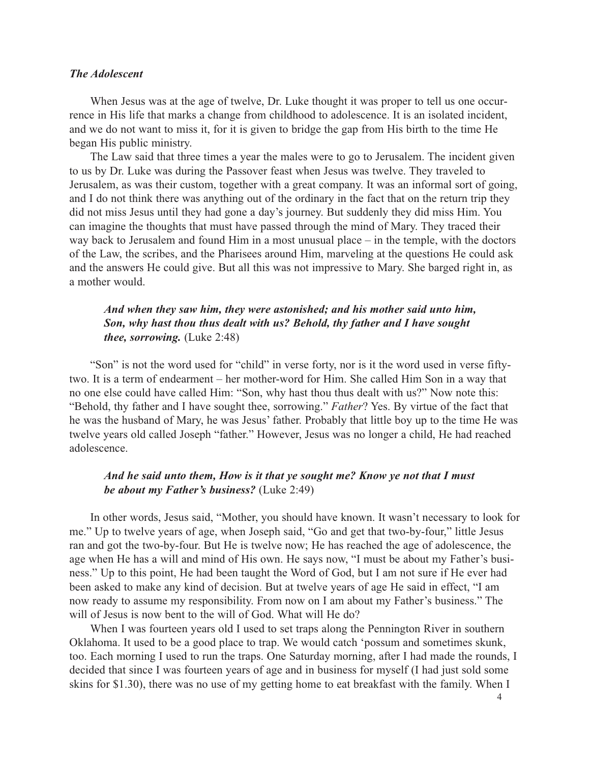### *The Adolescent*

When Jesus was at the age of twelve, Dr. Luke thought it was proper to tell us one occurrence in His life that marks a change from childhood to adolescence. It is an isolated incident, and we do not want to miss it, for it is given to bridge the gap from His birth to the time He began His public ministry.

The Law said that three times a year the males were to go to Jerusalem. The incident given to us by Dr. Luke was during the Passover feast when Jesus was twelve. They traveled to Jerusalem, as was their custom, together with a great company. It was an informal sort of going, and I do not think there was anything out of the ordinary in the fact that on the return trip they did not miss Jesus until they had gone a day's journey. But suddenly they did miss Him. You can imagine the thoughts that must have passed through the mind of Mary. They traced their way back to Jerusalem and found Him in a most unusual place – in the temple, with the doctors of the Law, the scribes, and the Pharisees around Him, marveling at the questions He could ask and the answers He could give. But all this was not impressive to Mary. She barged right in, as a mother would.

> ***And when they saw him, they were astonished; and his mother said unto him, Son, why hast thou thus dealt with us? Behold, thy father and I have sought thee, sorrowing.*** (Luke 2:48)

"Son" is not the word used for "child" in verse forty, nor is it the word used in verse fifty-two. It is a term of endearment – her mother-word for Him. She called Him Son in a way that no one else could have called Him: "Son, why hast thou thus dealt with us?" Now note this: "Behold, thy father and I have sought thee, sorrowing." *Father*? Yes. By virtue of the fact that he was the husband of Mary, he was Jesus' father. Probably that little boy up to the time He was twelve years old called Joseph "father." However, Jesus was no longer a child, He had reached adolescence.

> ***And he said unto them, How is it that ye sought me? Know ye not that I must be about my Father's business?*** (Luke 2:49)

In other words, Jesus said, "Mother, you should have known. It wasn't necessary to look for me." Up to twelve years of age, when Joseph said, "Go and get that two-by-four," little Jesus ran and got the two-by-four. But He is twelve now; He has reached the age of adolescence, the age when He has a will and mind of His own. He says now, "I must be about my Father's business." Up to this point, He had been taught the Word of God, but I am not sure if He ever had been asked to make any kind of decision. But at twelve years of age He said in effect, "I am now ready to assume my responsibility. From now on I am about my Father's business." The will of Jesus is now bent to the will of God. What will He do?

When I was fourteen years old I used to set traps along the Pennington River in southern Oklahoma. It used to be a good place to trap. We would catch 'possum and sometimes skunk, too. Each morning I used to run the traps. One Saturday morning, after I had made the rounds, I decided that since I was fourteen years of age and in business for myself (I had just sold some skins for $1.30), there was no use of my getting home to eat breakfast with the family. When I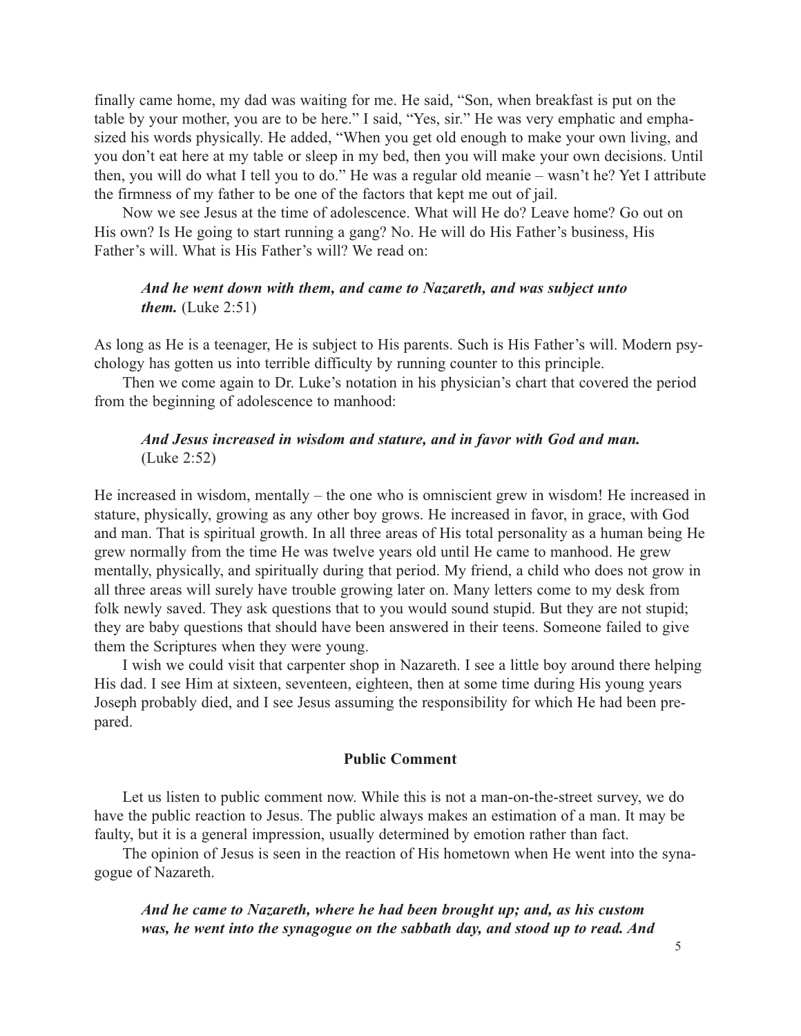finally came home, my dad was waiting for me. He said, "Son, when breakfast is put on the table by your mother, you are to be here." I said, "Yes, sir." He was very emphatic and emphasized his words physically. He added, "When you get old enough to make your own living, and you don't eat here at my table or sleep in my bed, then you will make your own decisions. Until then, you will do what I tell you to do." He was a regular old meanie – wasn't he? Yet I attribute the firmness of my father to be one of the factors that kept me out of jail.

Now we see Jesus at the time of adolescence. What will He do? Leave home? Go out on His own? Is He going to start running a gang? No. He will do His Father's business, His Father's will. What is His Father's will? We read on:

> ***And he went down with them, and came to Nazareth, and was subject unto them.*** (Luke 2:51)

As long as He is a teenager, He is subject to His parents. Such is His Father's will. Modern psychology has gotten us into terrible difficulty by running counter to this principle.

Then we come again to Dr. Luke's notation in his physician's chart that covered the period from the beginning of adolescence to manhood:

> ***And Jesus increased in wisdom and stature, and in favor with God and man.*** (Luke 2:52)

He increased in wisdom, mentally – the one who is omniscient grew in wisdom! He increased in stature, physically, growing as any other boy grows. He increased in favor, in grace, with God and man. That is spiritual growth. In all three areas of His total personality as a human being He grew normally from the time He was twelve years old until He came to manhood. He grew mentally, physically, and spiritually during that period. My friend, a child who does not grow in all three areas will surely have trouble growing later on. Many letters come to my desk from folk newly saved. They ask questions that to you would sound stupid. But they are not stupid; they are baby questions that should have been answered in their teens. Someone failed to give them the Scriptures when they were young.

I wish we could visit that carpenter shop in Nazareth. I see a little boy around there helping His dad. I see Him at sixteen, seventeen, eighteen, then at some time during His young years Joseph probably died, and I see Jesus assuming the responsibility for which He had been prepared.

### Public Comment

Let us listen to public comment now. While this is not a man-on-the-street survey, we do have the public reaction to Jesus. The public always makes an estimation of a man. It may be faulty, but it is a general impression, usually determined by emotion rather than fact.

The opinion of Jesus is seen in the reaction of His hometown when He went into the synagogue of Nazareth.

> ***And he came to Nazareth, where he had been brought up; and, as his custom was, he went into the synagogue on the sabbath day, and stood up to read. And***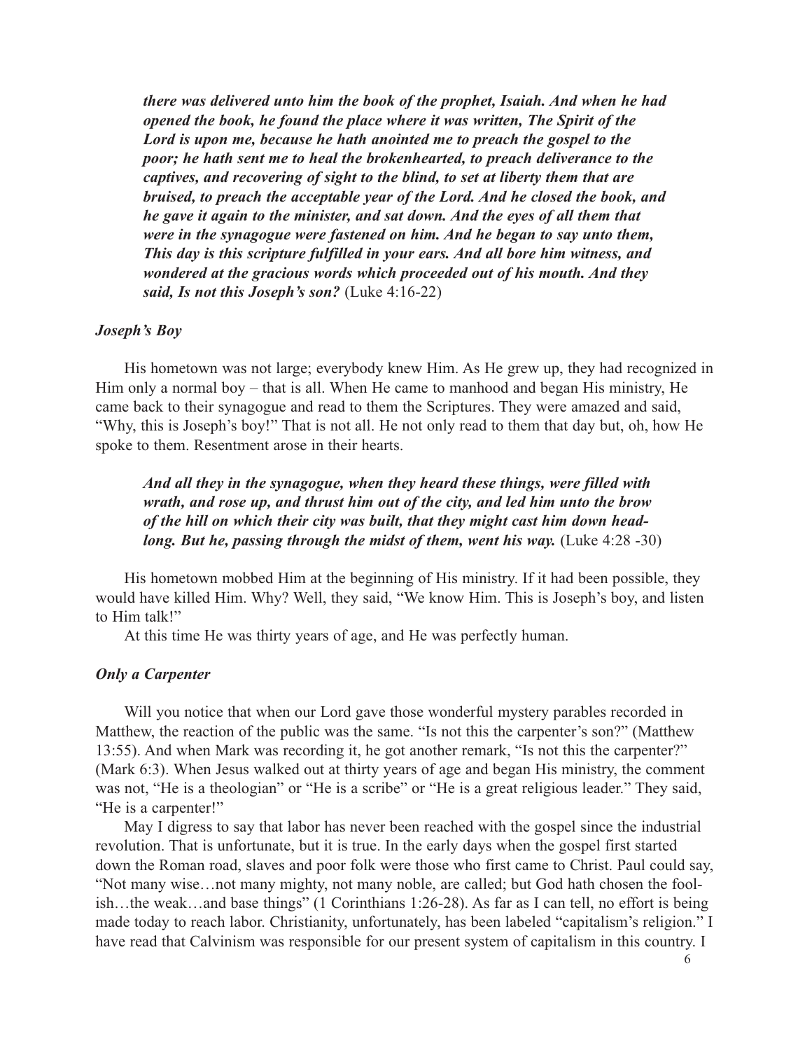***there was delivered unto him the book of the prophet, Isaiah. And when he had opened the book, he found the place where it was written, The Spirit of the Lord is upon me, because he hath anointed me to preach the gospel to the poor; he hath sent me to heal the brokenhearted, to preach deliverance to the captives, and recovering of sight to the blind, to set at liberty them that are bruised, to preach the acceptable year of the Lord. And he closed the book, and he gave it again to the minister, and sat down. And the eyes of all them that were in the synagogue were fastened on him. And he began to say unto them, This day is this scripture fulfilled in your ears. And all bore him witness, and wondered at the gracious words which proceeded out of his mouth. And they said, Is not this Joseph's son?*** (Luke 4:16-22)

### *Joseph's Boy*

His hometown was not large; everybody knew Him. As He grew up, they had recognized in Him only a normal boy – that is all. When He came to manhood and began His ministry, He came back to their synagogue and read to them the Scriptures. They were amazed and said, "Why, this is Joseph's boy!" That is not all. He not only read to them that day but, oh, how He spoke to them. Resentment arose in their hearts.

***And all they in the synagogue, when they heard these things, were filled with wrath, and rose up, and thrust him out of the city, and led him unto the brow of the hill on which their city was built, that they might cast him down headlong. But he, passing through the midst of them, went his way.*** (Luke 4:28 -30)

His hometown mobbed Him at the beginning of His ministry. If it had been possible, they would have killed Him. Why? Well, they said, "We know Him. This is Joseph's boy, and listen to Him talk!"

At this time He was thirty years of age, and He was perfectly human.

### *Only a Carpenter*

Will you notice that when our Lord gave those wonderful mystery parables recorded in Matthew, the reaction of the public was the same. "Is not this the carpenter's son?" (Matthew 13:55). And when Mark was recording it, he got another remark, "Is not this the carpenter?" (Mark 6:3). When Jesus walked out at thirty years of age and began His ministry, the comment was not, "He is a theologian" or "He is a scribe" or "He is a great religious leader." They said, "He is a carpenter!"

May I digress to say that labor has never been reached with the gospel since the industrial revolution. That is unfortunate, but it is true. In the early days when the gospel first started down the Roman road, slaves and poor folk were those who first came to Christ. Paul could say, "Not many wise…not many mighty, not many noble, are called; but God hath chosen the foolish…the weak…and base things" (1 Corinthians 1:26-28). As far as I can tell, no effort is being made today to reach labor. Christianity, unfortunately, has been labeled "capitalism's religion." I have read that Calvinism was responsible for our present system of capitalism in this country. I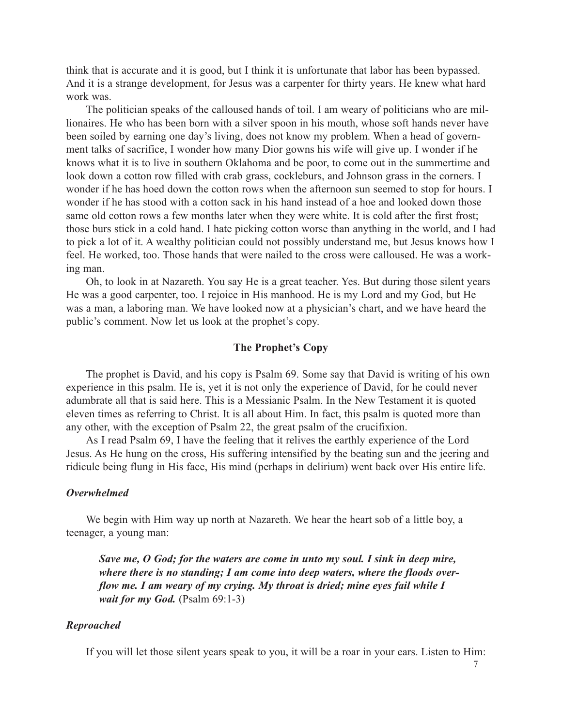think that is accurate and it is good, but I think it is unfortunate that labor has been bypassed. And it is a strange development, for Jesus was a carpenter for thirty years. He knew what hard work was.

The politician speaks of the calloused hands of toil. I am weary of politicians who are millionaires. He who has been born with a silver spoon in his mouth, whose soft hands never have been soiled by earning one day's living, does not know my problem. When a head of government talks of sacrifice, I wonder how many Dior gowns his wife will give up. I wonder if he knows what it is to live in southern Oklahoma and be poor, to come out in the summertime and look down a cotton row filled with crab grass, cockleburs, and Johnson grass in the corners. I wonder if he has hoed down the cotton rows when the afternoon sun seemed to stop for hours. I wonder if he has stood with a cotton sack in his hand instead of a hoe and looked down those same old cotton rows a few months later when they were white. It is cold after the first frost; those burs stick in a cold hand. I hate picking cotton worse than anything in the world, and I had to pick a lot of it. A wealthy politician could not possibly understand me, but Jesus knows how I feel. He worked, too. Those hands that were nailed to the cross were calloused. He was a working man.

Oh, to look in at Nazareth. You say He is a great teacher. Yes. But during those silent years He was a good carpenter, too. I rejoice in His manhood. He is my Lord and my God, but He was a man, a laboring man. We have looked now at a physician's chart, and we have heard the public's comment. Now let us look at the prophet's copy.

## The Prophet's Copy

The prophet is David, and his copy is Psalm 69. Some say that David is writing of his own experience in this psalm. He is, yet it is not only the experience of David, for he could never adumbrate all that is said here. This is a Messianic Psalm. In the New Testament it is quoted eleven times as referring to Christ. It is all about Him. In fact, this psalm is quoted more than any other, with the exception of Psalm 22, the great psalm of the crucifixion.

As I read Psalm 69, I have the feeling that it relives the earthly experience of the Lord Jesus. As He hung on the cross, His suffering intensified by the beating sun and the jeering and ridicule being flung in His face, His mind (perhaps in delirium) went back over His entire life.

### *Overwhelmed*

We begin with Him way up north at Nazareth. We hear the heart sob of a little boy, a teenager, a young man:

> ***Save me, O God; for the waters are come in unto my soul. I sink in deep mire, where there is no standing; I am come into deep waters, where the floods overflow me. I am weary of my crying. My throat is dried; mine eyes fail while I wait for my God.*** (Psalm 69:1-3)

### *Reproached*

If you will let those silent years speak to you, it will be a roar in your ears. Listen to Him: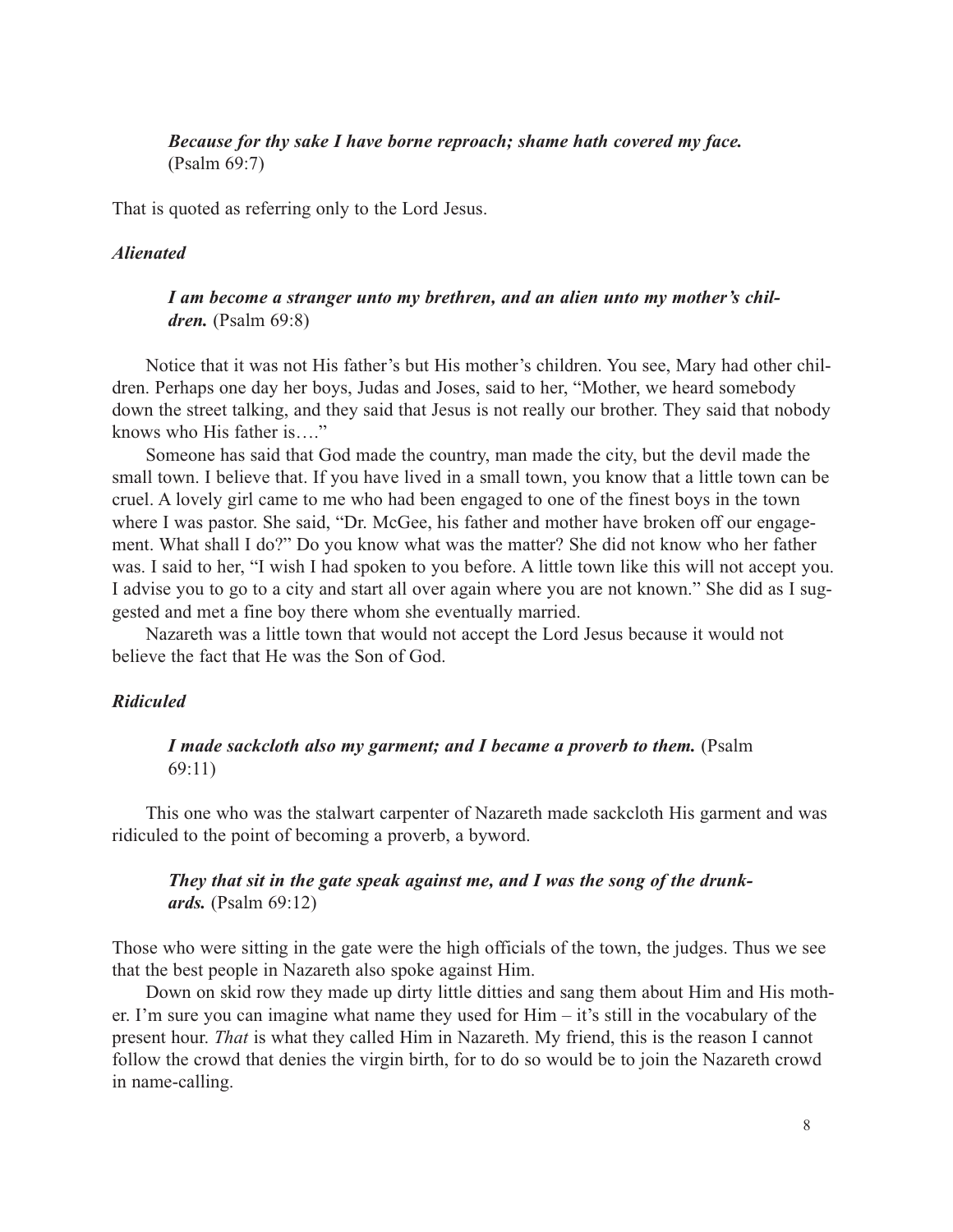> ***Because for thy sake I have borne reproach; shame hath covered my face.*** (Psalm 69:7)

That is quoted as referring only to the Lord Jesus.

### *Alienated*

> ***I am become a stranger unto my brethren, and an alien unto my mother's children.*** (Psalm 69:8)

Notice that it was not His father's but His mother's children. You see, Mary had other children. Perhaps one day her boys, Judas and Joses, said to her, "Mother, we heard somebody down the street talking, and they said that Jesus is not really our brother. They said that nobody knows who His father is…."

Someone has said that God made the country, man made the city, but the devil made the small town. I believe that. If you have lived in a small town, you know that a little town can be cruel. A lovely girl came to me who had been engaged to one of the finest boys in the town where I was pastor. She said, "Dr. McGee, his father and mother have broken off our engagement. What shall I do?" Do you know what was the matter? She did not know who her father was. I said to her, "I wish I had spoken to you before. A little town like this will not accept you. I advise you to go to a city and start all over again where you are not known." She did as I suggested and met a fine boy there whom she eventually married.

Nazareth was a little town that would not accept the Lord Jesus because it would not believe the fact that He was the Son of God.

### *Ridiculed*

> ***I made sackcloth also my garment; and I became a proverb to them.*** (Psalm 69:11)

This one who was the stalwart carpenter of Nazareth made sackcloth His garment and was ridiculed to the point of becoming a proverb, a byword.

> ***They that sit in the gate speak against me, and I was the song of the drunkards.*** (Psalm 69:12)

Those who were sitting in the gate were the high officials of the town, the judges. Thus we see that the best people in Nazareth also spoke against Him.

Down on skid row they made up dirty little ditties and sang them about Him and His mother. I'm sure you can imagine what name they used for Him – it's still in the vocabulary of the present hour. *That* is what they called Him in Nazareth. My friend, this is the reason I cannot follow the crowd that denies the virgin birth, for to do so would be to join the Nazareth crowd in name-calling.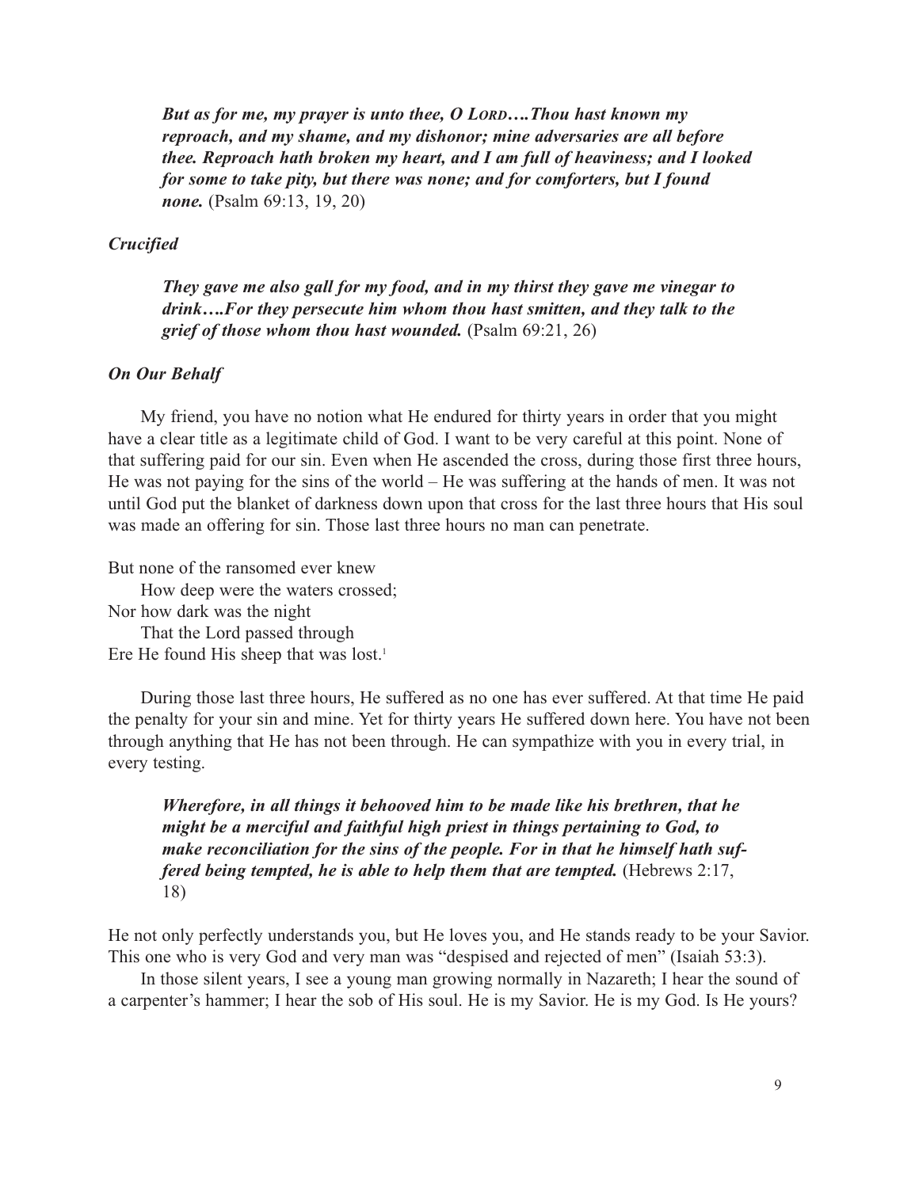> ***But as for me, my prayer is unto thee, O LORD….Thou hast known my reproach, and my shame, and my dishonor; mine adversaries are all before thee. Reproach hath broken my heart, and I am full of heaviness; and I looked for some to take pity, but there was none; and for comforters, but I found none.*** (Psalm 69:13, 19, 20)

***Crucified***

> ***They gave me also gall for my food, and in my thirst they gave me vinegar to drink….For they persecute him whom thou hast smitten, and they talk to the grief of those whom thou hast wounded.*** (Psalm 69:21, 26)

***On Our Behalf***

My friend, you have no notion what He endured for thirty years in order that you might have a clear title as a legitimate child of God. I want to be very careful at this point. None of that suffering paid for our sin. Even when He ascended the cross, during those first three hours, He was not paying for the sins of the world – He was suffering at the hands of men. It was not until God put the blanket of darkness down upon that cross for the last three hours that His soul was made an offering for sin. Those last three hours no man can penetrate.

But none of the ransomed ever knew  
    How deep were the waters crossed;  
Nor how dark was the night  
    That the Lord passed through  
Ere He found His sheep that was lost.[1]

During those last three hours, He suffered as no one has ever suffered. At that time He paid the penalty for your sin and mine. Yet for thirty years He suffered down here. You have not been through anything that He has not been through. He can sympathize with you in every trial, in every testing.

> ***Wherefore, in all things it behooved him to be made like his brethren, that he might be a merciful and faithful high priest in things pertaining to God, to make reconciliation for the sins of the people. For in that he himself hath suffered being tempted, he is able to help them that are tempted.*** (Hebrews 2:17, 18)

He not only perfectly understands you, but He loves you, and He stands ready to be your Savior. This one who is very God and very man was "despised and rejected of men" (Isaiah 53:3).

In those silent years, I see a young man growing normally in Nazareth; I hear the sound of a carpenter's hammer; I hear the sob of His soul. He is my Savior. He is my God. Is He yours?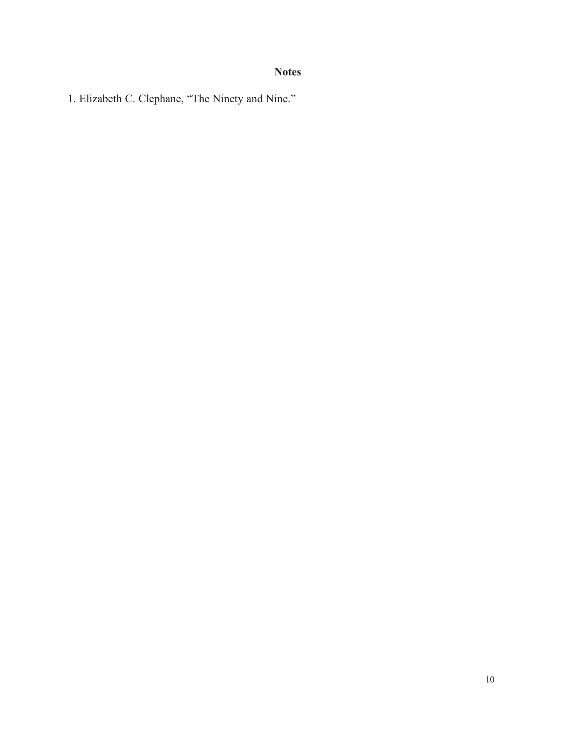## Notes

1. Elizabeth C. Clephane, "The Ninety and Nine."